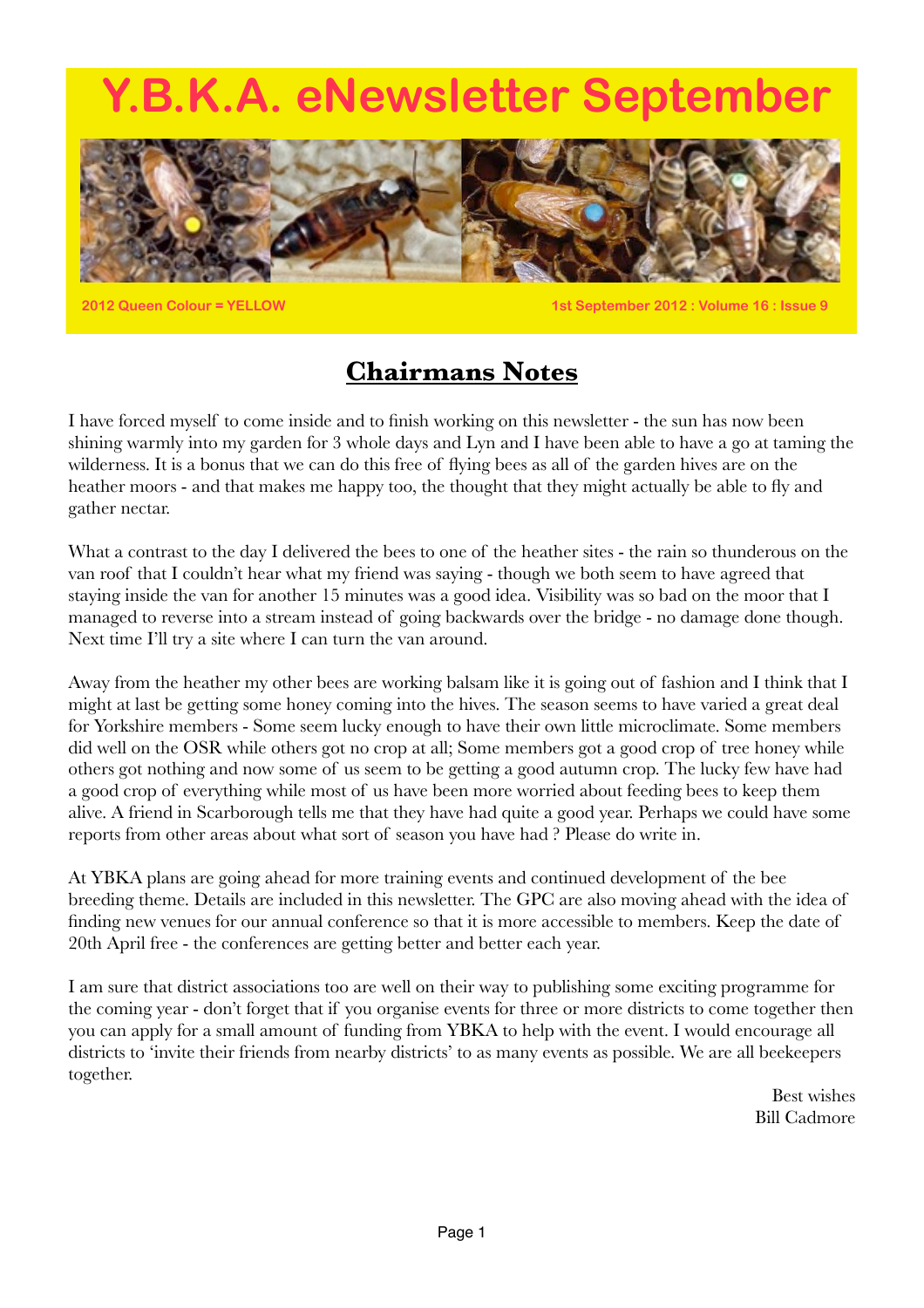# Y.B.K.A. eNewsletter September

2012 Queen Colour = YELLOW

1st September 2012 : Volume 16 : Issue 9

## Chairmans Notes

I have forced myself to come inside and to finish working on this newsletter - the sun has now been shining warmly into my garden for 3 whole days and Lyn and I have been able to have a go at taming the wilderness. It is a bonus that we can do this free of flying bees as all of the garden hives are on the heather moors - and that makes me happy too, the thought that they might actually be able to fly and gather nectar.

What a contrast to the day I delivered the bees to one of the heather sites - the rain so thunderous on the van roof that I couldn't hear what my friend was saying - though we both seem to have agreed that staying inside the van for another 15 minutes was a good idea. Visibility was so bad on the moor that I managed to reverse into a stream instead of going backwards over the bridge - no damage done though. Next time I'll try a site where I can turn the van around.

Away from the heather my other bees are working balsam like it is going out of fashion and I think that I might at last be getting some honey coming into the hives. The season seems to have varied a great deal for Yorkshire members - Some seem lucky enough to have their own little microclimate. Some members did well on the OSR while others got no crop at all; Some members got a good crop of tree honey while others got nothing and now some of us seem to be getting a good autumn crop. The lucky few have had a good crop of everything while most of us have been more worried about feeding bees to keep them alive. A friend in Scarborough tells me that they have had quite a good year. Perhaps we could have some reports from other areas about what sort of season you have had ? Please do write in.

At YBKA plans are going ahead for more training events and continued development of the bee breeding theme. Details are included in this newsletter. The GPC are also moving ahead with the idea of finding new venues for our annual conference so that it is more accessible to members. Keep the date of 20th April free - the conferences are getting better and better each year.

I am sure that district associations too are well on their way to publishing some exciting programme for the coming year - don't forget that if you organise events for three or more districts to come together then you can apply for a small amount of funding from YBKA to help with the event. I would encourage all districts to 'invite their friends from nearby districts' to as many events as possible. We are all beekeepers together.

Best wishes
Bill Cadmore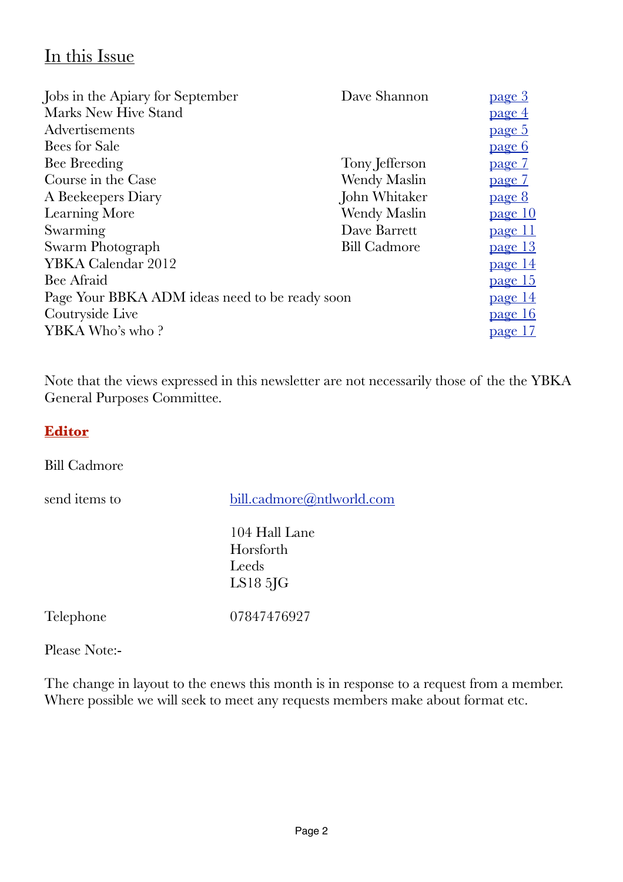## In this Issue

| | | |
|---|---|---|
| Jobs in the Apiary for September | Dave Shannon | page 3 |
| Marks New Hive Stand | | page 4 |
| Advertisements | | page 5 |
| Bees for Sale | | page 6 |
| Bee Breeding | Tony Jefferson | page 7 |
| Course in the Case | Wendy Maslin | page 7 |
| A Beekeepers Diary | John Whitaker | page 8 |
| Learning More | Wendy Maslin | page 10 |
| Swarming | Dave Barrett | page 11 |
| Swarm Photograph | Bill Cadmore | page 13 |
| YBKA Calendar 2012 | | page 14 |
| Bee Afraid | | page 15 |
| Page Your BBKA ADM ideas need to be ready soon | | page 14 |
| Coutryside Live | | page 16 |
| YBKA Who's who ? | | page 17 |

Note that the views expressed in this newsletter are not necessarily those of the the YBKA General Purposes Committee.

**Editor**

Bill Cadmore

send items to bill.cadmore@ntlworld.com

104 Hall Lane
Horsforth
Leeds
LS18 5JG

Telephone 07847476927

Please Note:-

The change in layout to the enews this month is in response to a request from a member. Where possible we will seek to meet any requests members make about format etc.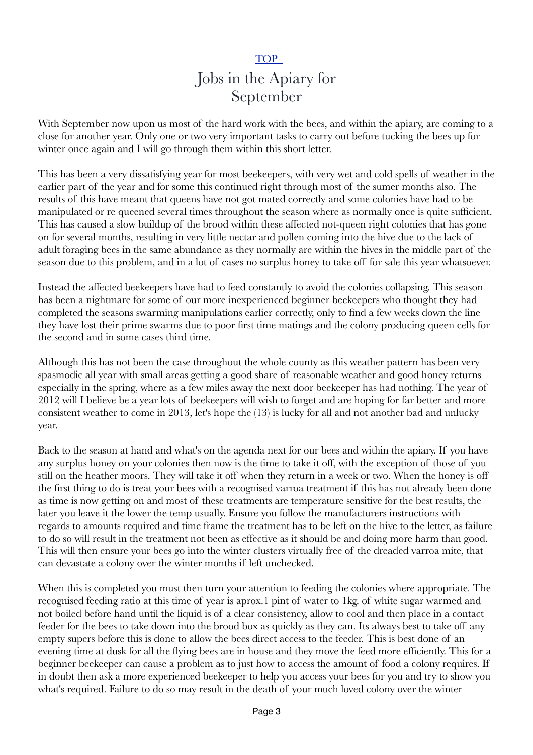[TOP](#)

# Jobs in the Apiary for September

With September now upon us most of the hard work with the bees, and within the apiary, are coming to a close for another year. Only one or two very important tasks to carry out before tucking the bees up for winter once again and I will go through them within this short letter.

This has been a very dissatisfying year for most beekeepers, with very wet and cold spells of weather in the earlier part of the year and for some this continued right through most of the sumer months also. The results of this have meant that queens have not got mated correctly and some colonies have had to be manipulated or re queened several times throughout the season where as normally once is quite sufficient. This has caused a slow buildup of the brood within these affected not-queen right colonies that has gone on for several months, resulting in very little nectar and pollen coming into the hive due to the lack of adult foraging bees in the same abundance as they normally are within the hives in the middle part of the season due to this problem, and in a lot of cases no surplus honey to take off for sale this year whatsoever.

Instead the affected beekeepers have had to feed constantly to avoid the colonies collapsing. This season has been a nightmare for some of our more inexperienced beginner beekeepers who thought they had completed the seasons swarming manipulations earlier correctly, only to find a few weeks down the line they have lost their prime swarms due to poor first time matings and the colony producing queen cells for the second and in some cases third time.

Although this has not been the case throughout the whole county as this weather pattern has been very spasmodic all year with small areas getting a good share of reasonable weather and good honey returns especially in the spring, where as a few miles away the next door beekeeper has had nothing. The year of 2012 will I believe be a year lots of beekeepers will wish to forget and are hoping for far better and more consistent weather to come in 2013, let's hope the (13) is lucky for all and not another bad and unlucky year.

Back to the season at hand and what's on the agenda next for our bees and within the apiary. If you have any surplus honey on your colonies then now is the time to take it off, with the exception of those of you still on the heather moors. They will take it off when they return in a week or two. When the honey is off the first thing to do is treat your bees with a recognised varroa treatment if this has not already been done as time is now getting on and most of these treatments are temperature sensitive for the best results, the later you leave it the lower the temp usually. Ensure you follow the manufacturers instructions with regards to amounts required and time frame the treatment has to be left on the hive to the letter, as failure to do so will result in the treatment not been as effective as it should be and doing more harm than good. This will then ensure your bees go into the winter clusters virtually free of the dreaded varroa mite, that can devastate a colony over the winter months if left unchecked.

When this is completed you must then turn your attention to feeding the colonies where appropriate. The recognised feeding ratio at this time of year is aprox.1 pint of water to 1kg. of white sugar warmed and not boiled before hand until the liquid is of a clear consistency, allow to cool and then place in a contact feeder for the bees to take down into the brood box as quickly as they can. Its always best to take off any empty supers before this is done to allow the bees direct access to the feeder. This is best done of an evening time at dusk for all the flying bees are in house and they move the feed more efficiently. This for a beginner beekeeper can cause a problem as to just how to access the amount of food a colony requires. If in doubt then ask a more experienced beekeeper to help you access your bees for you and try to show you what's required. Failure to do so may result in the death of your much loved colony over the winter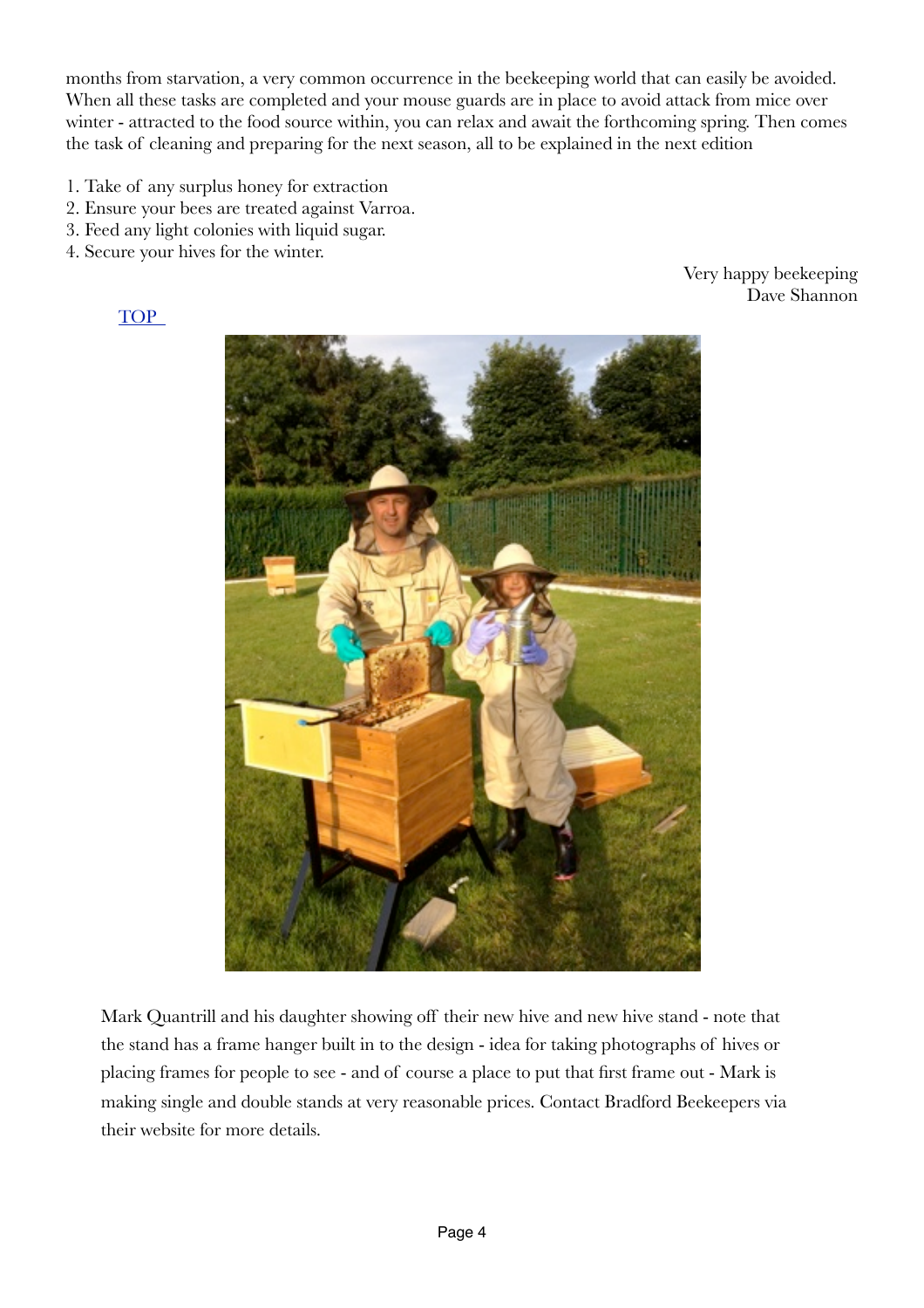months from starvation, a very common occurrence in the beekeeping world that can easily be avoided. When all these tasks are completed and your mouse guards are in place to avoid attack from mice over winter - attracted to the food source within, you can relax and await the forthcoming spring. Then comes the task of cleaning and preparing for the next season, all to be explained in the next edition

1. Take of any surplus honey for extraction
2. Ensure your bees are treated against Varroa.
3. Feed any light colonies with liquid sugar.
4. Secure your hives for the winter.

Very happy beekeeping
Dave Shannon

TOP

Mark Quantrill and his daughter showing off their new hive and new hive stand - note that the stand has a frame hanger built in to the design - idea for taking photographs of hives or placing frames for people to see - and of course a place to put that first frame out - Mark is making single and double stands at very reasonable prices. Contact Bradford Beekeepers via their website for more details.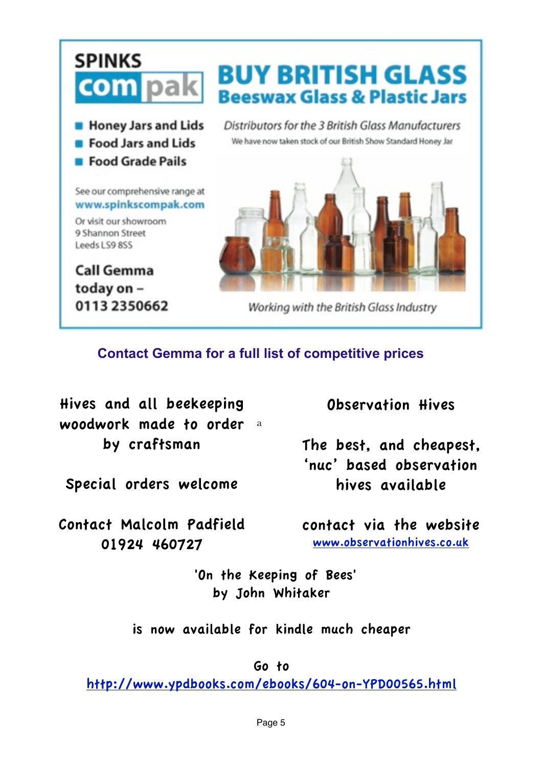**SPINKS compak**

# BUY BRITISH GLASS

## Beeswax Glass & Plastic Jars

- Honey Jars and Lids
- Food Jars and Lids
- Food Grade Pails

*Distributors for the 3 British Glass Manufacturers*

We have now taken stock of our British Show Standard Honey Jar

See our comprehensive range at
**www.spinkscompak.com**

Or visit our showroom
9 Shannon Street
Leeds LS9 8SS

**Call Gemma today on – 0113 2350662**

*Working with the British Glass Industry*

**Contact Gemma for a full list of competitive prices**

Hives and all beekeeping woodwork made to order by craftsman

Special orders welcome

Contact Malcolm Padfield
01924 460727

Observation Hives

The best, and cheapest, 'nuc' based observation hives available

contact via the website
www.observationhives.co.uk

'On the Keeping of Bees'
by John Whitaker

is now available for kindle much cheaper

Go to
http://www.ypdbooks.com/ebooks/604-on-YPD00565.html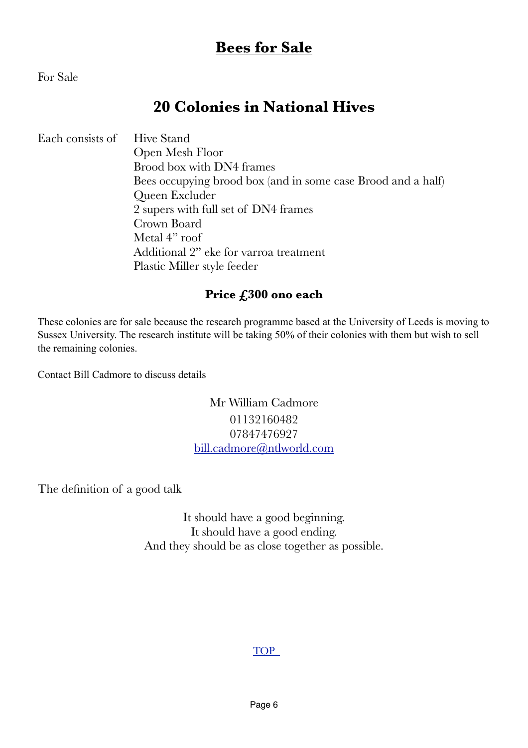# Bees for Sale

For Sale

## 20 Colonies in National Hives

Each consists of

- Hive Stand
- Open Mesh Floor
- Brood box with DN4 frames
- Bees occupying brood box (and in some case Brood and a half)
- Queen Excluder
- 2 supers with full set of DN4 frames
- Crown Board
- Metal 4" roof
- Additional 2" eke for varroa treatment
- Plastic Miller style feeder

**Price £300 ono each**

These colonies are for sale because the research programme based at the University of Leeds is moving to Sussex University. The research institute will be taking 50% of their colonies with them but wish to sell the remaining colonies.

Contact Bill Cadmore to discuss details

Mr William Cadmore
01132160482
07847476927
bill.cadmore@ntlworld.com

The definition of a good talk

It should have a good beginning.
It should have a good ending.
And they should be as close together as possible.

TOP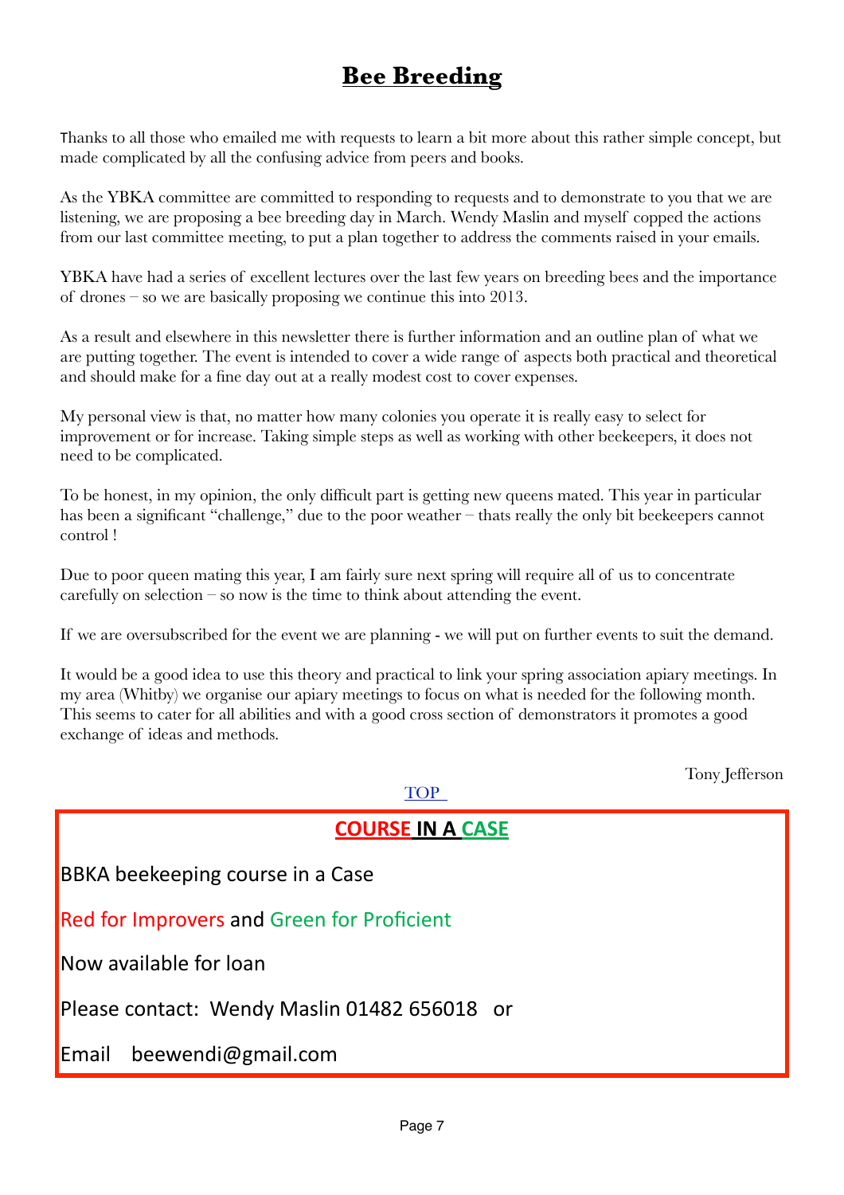# Bee Breeding

Thanks to all those who emailed me with requests to learn a bit more about this rather simple concept, but made complicated by all the confusing advice from peers and books.

As the YBKA committee are committed to responding to requests and to demonstrate to you that we are listening, we are proposing a bee breeding day in March. Wendy Maslin and myself copped the actions from our last committee meeting, to put a plan together to address the comments raised in your emails.

YBKA have had a series of excellent lectures over the last few years on breeding bees and the importance of drones – so we are basically proposing we continue this into 2013.

As a result and elsewhere in this newsletter there is further information and an outline plan of what we are putting together. The event is intended to cover a wide range of aspects both practical and theoretical and should make for a fine day out at a really modest cost to cover expenses.

My personal view is that, no matter how many colonies you operate it is really easy to select for improvement or for increase. Taking simple steps as well as working with other beekeepers, it does not need to be complicated.

To be honest, in my opinion, the only difficult part is getting new queens mated. This year in particular has been a significant "challenge," due to the poor weather – thats really the only bit beekeepers cannot control !

Due to poor queen mating this year, I am fairly sure next spring will require all of us to concentrate carefully on selection – so now is the time to think about attending the event.

If we are oversubscribed for the event we are planning - we will put on further events to suit the demand.

It would be a good idea to use this theory and practical to link your spring association apiary meetings. In my area (Whitby) we organise our apiary meetings to focus on what is needed for the following month. This seems to cater for all abilities and with a good cross section of demonstrators it promotes a good exchange of ideas and methods.

Tony Jefferson

TOP

## COURSE IN A CASE

BBKA beekeeping course in a Case

Red for Improvers and Green for Proficient

Now available for loan

Please contact: Wendy Maslin 01482 656018 or

Email beewendi@gmail.com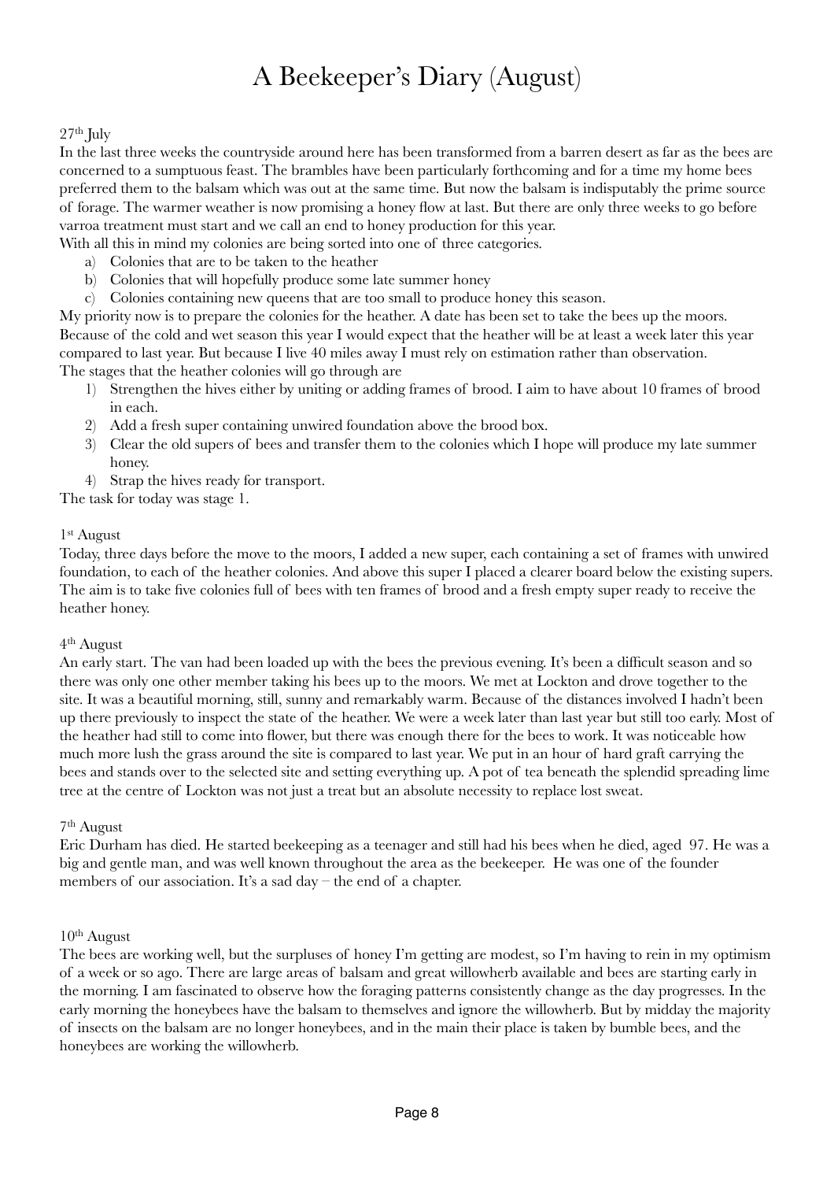# A Beekeeper's Diary (August)

27th July

In the last three weeks the countryside around here has been transformed from a barren desert as far as the bees are concerned to a sumptuous feast. The brambles have been particularly forthcoming and for a time my home bees preferred them to the balsam which was out at the same time. But now the balsam is indisputably the prime source of forage. The warmer weather is now promising a honey flow at last. But there are only three weeks to go before varroa treatment must start and we call an end to honey production for this year.

With all this in mind my colonies are being sorted into one of three categories.

a) Colonies that are to be taken to the heather
b) Colonies that will hopefully produce some late summer honey
c) Colonies containing new queens that are too small to produce honey this season.

My priority now is to prepare the colonies for the heather. A date has been set to take the bees up the moors. Because of the cold and wet season this year I would expect that the heather will be at least a week later this year compared to last year. But because I live 40 miles away I must rely on estimation rather than observation.

The stages that the heather colonies will go through are

1) Strengthen the hives either by uniting or adding frames of brood. I aim to have about 10 frames of brood in each.
2) Add a fresh super containing unwired foundation above the brood box.
3) Clear the old supers of bees and transfer them to the colonies which I hope will produce my late summer honey.
4) Strap the hives ready for transport.

The task for today was stage 1.

1st August

Today, three days before the move to the moors, I added a new super, each containing a set of frames with unwired foundation, to each of the heather colonies. And above this super I placed a clearer board below the existing supers. The aim is to take five colonies full of bees with ten frames of brood and a fresh empty super ready to receive the heather honey.

4th August

An early start. The van had been loaded up with the bees the previous evening. It's been a difficult season and so there was only one other member taking his bees up to the moors. We met at Lockton and drove together to the site. It was a beautiful morning, still, sunny and remarkably warm. Because of the distances involved I hadn't been up there previously to inspect the state of the heather. We were a week later than last year but still too early. Most of the heather had still to come into flower, but there was enough there for the bees to work. It was noticeable how much more lush the grass around the site is compared to last year. We put in an hour of hard graft carrying the bees and stands over to the selected site and setting everything up. A pot of tea beneath the splendid spreading lime tree at the centre of Lockton was not just a treat but an absolute necessity to replace lost sweat.

7th August

Eric Durham has died. He started beekeeping as a teenager and still had his bees when he died, aged 97. He was a big and gentle man, and was well known throughout the area as the beekeeper. He was one of the founder members of our association. It's a sad day – the end of a chapter.

10th August

The bees are working well, but the surpluses of honey I'm getting are modest, so I'm having to rein in my optimism of a week or so ago. There are large areas of balsam and great willowherb available and bees are starting early in the morning. I am fascinated to observe how the foraging patterns consistently change as the day progresses. In the early morning the honeybees have the balsam to themselves and ignore the willowherb. But by midday the majority of insects on the balsam are no longer honeybees, and in the main their place is taken by bumble bees, and the honeybees are working the willowherb.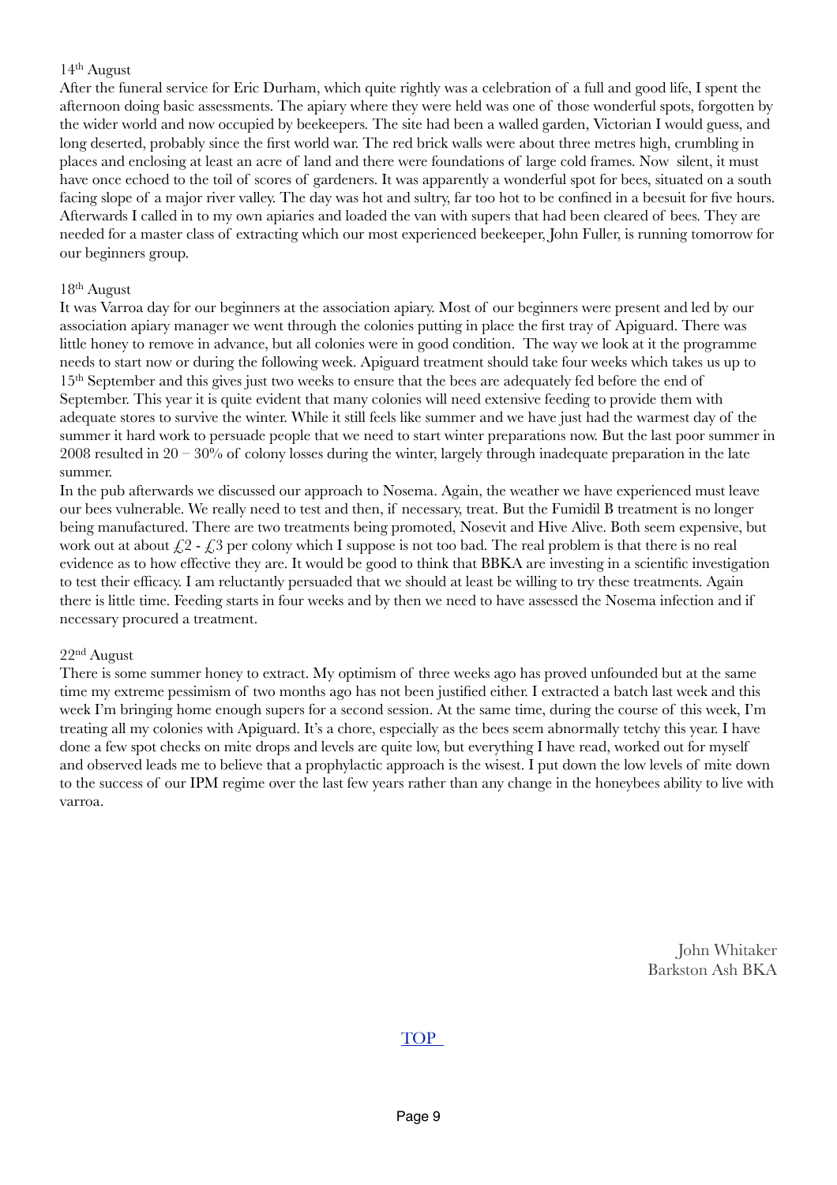14th August

After the funeral service for Eric Durham, which quite rightly was a celebration of a full and good life, I spent the afternoon doing basic assessments. The apiary where they were held was one of those wonderful spots, forgotten by the wider world and now occupied by beekeepers. The site had been a walled garden, Victorian I would guess, and long deserted, probably since the first world war. The red brick walls were about three metres high, crumbling in places and enclosing at least an acre of land and there were foundations of large cold frames. Now silent, it must have once echoed to the toil of scores of gardeners. It was apparently a wonderful spot for bees, situated on a south facing slope of a major river valley. The day was hot and sultry, far too hot to be confined in a beesuit for five hours. Afterwards I called in to my own apiaries and loaded the van with supers that had been cleared of bees. They are needed for a master class of extracting which our most experienced beekeeper, John Fuller, is running tomorrow for our beginners group.

18th August

It was Varroa day for our beginners at the association apiary. Most of our beginners were present and led by our association apiary manager we went through the colonies putting in place the first tray of Apiguard. There was little honey to remove in advance, but all colonies were in good condition. The way we look at it the programme needs to start now or during the following week. Apiguard treatment should take four weeks which takes us up to 15th September and this gives just two weeks to ensure that the bees are adequately fed before the end of September. This year it is quite evident that many colonies will need extensive feeding to provide them with adequate stores to survive the winter. While it still feels like summer and we have just had the warmest day of the summer it hard work to persuade people that we need to start winter preparations now. But the last poor summer in 2008 resulted in 20 – 30% of colony losses during the winter, largely through inadequate preparation in the late summer.

In the pub afterwards we discussed our approach to Nosema. Again, the weather we have experienced must leave our bees vulnerable. We really need to test and then, if necessary, treat. But the Fumidil B treatment is no longer being manufactured. There are two treatments being promoted, Nosevit and Hive Alive. Both seem expensive, but work out at about £2 - £3 per colony which I suppose is not too bad. The real problem is that there is no real evidence as to how effective they are. It would be good to think that BBKA are investing in a scientific investigation to test their efficacy. I am reluctantly persuaded that we should at least be willing to try these treatments. Again there is little time. Feeding starts in four weeks and by then we need to have assessed the Nosema infection and if necessary procured a treatment.

22nd August

There is some summer honey to extract. My optimism of three weeks ago has proved unfounded but at the same time my extreme pessimism of two months ago has not been justified either. I extracted a batch last week and this week I'm bringing home enough supers for a second session. At the same time, during the course of this week, I'm treating all my colonies with Apiguard. It's a chore, especially as the bees seem abnormally tetchy this year. I have done a few spot checks on mite drops and levels are quite low, but everything I have read, worked out for myself and observed leads me to believe that a prophylactic approach is the wisest. I put down the low levels of mite down to the success of our IPM regime over the last few years rather than any change in the honeybees ability to live with varroa.

John Whitaker
Barkston Ash BKA

TOP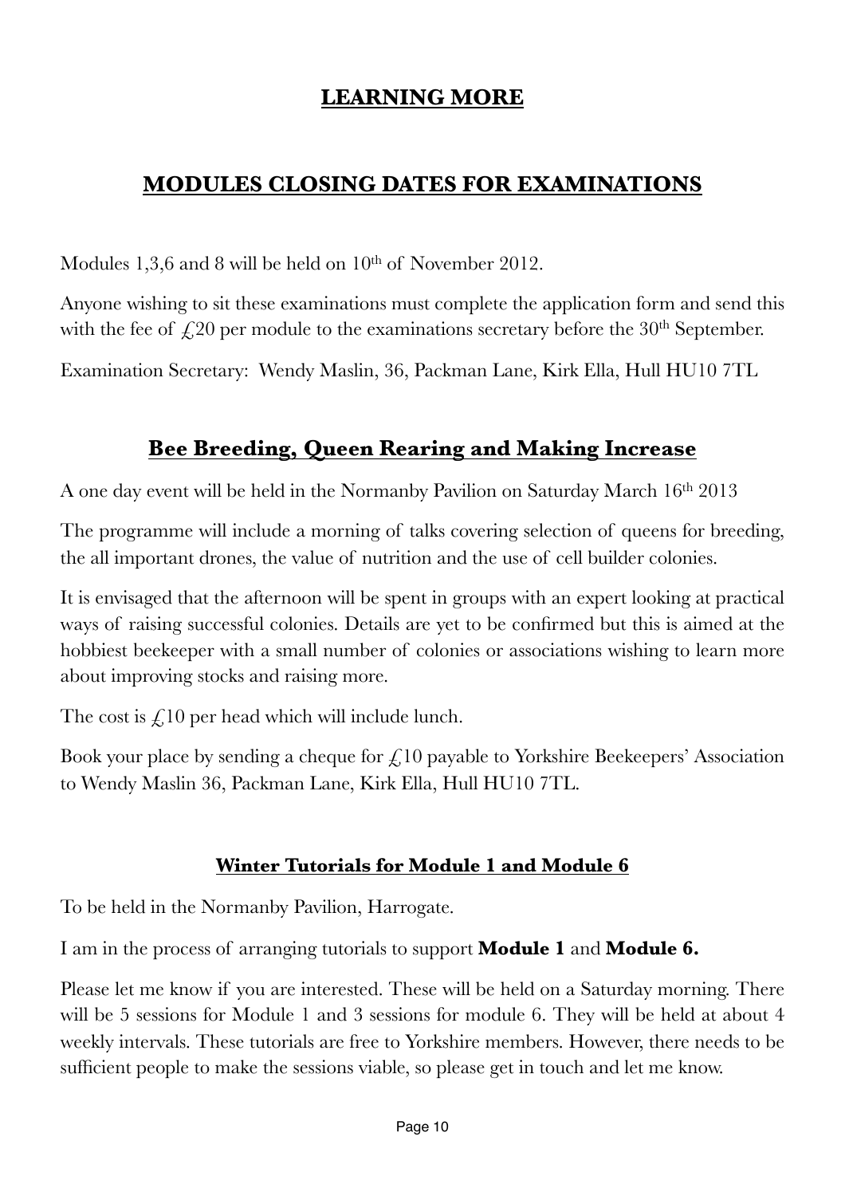# LEARNING MORE

## MODULES CLOSING DATES FOR EXAMINATIONS

Modules 1,3,6 and 8 will be held on 10th of November 2012.

Anyone wishing to sit these examinations must complete the application form and send this with the fee of £20 per module to the examinations secretary before the 30th September.

Examination Secretary: Wendy Maslin, 36, Packman Lane, Kirk Ella, Hull HU10 7TL

## Bee Breeding, Queen Rearing and Making Increase

A one day event will be held in the Normanby Pavilion on Saturday March 16th 2013

The programme will include a morning of talks covering selection of queens for breeding, the all important drones, the value of nutrition and the use of cell builder colonies.

It is envisaged that the afternoon will be spent in groups with an expert looking at practical ways of raising successful colonies. Details are yet to be confirmed but this is aimed at the hobbiest beekeeper with a small number of colonies or associations wishing to learn more about improving stocks and raising more.

The cost is £10 per head which will include lunch.

Book your place by sending a cheque for £10 payable to Yorkshire Beekeepers' Association to Wendy Maslin 36, Packman Lane, Kirk Ella, Hull HU10 7TL.

### Winter Tutorials for Module 1 and Module 6

To be held in the Normanby Pavilion, Harrogate.

I am in the process of arranging tutorials to support **Module 1** and **Module 6.**

Please let me know if you are interested. These will be held on a Saturday morning. There will be 5 sessions for Module 1 and 3 sessions for module 6. They will be held at about 4 weekly intervals. These tutorials are free to Yorkshire members. However, there needs to be sufficient people to make the sessions viable, so please get in touch and let me know.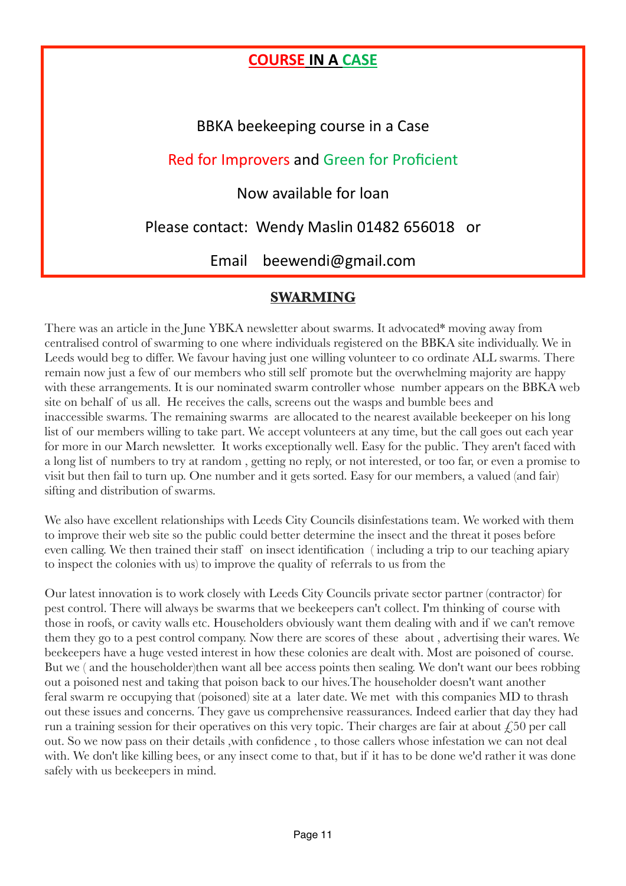## COURSE IN A CASE

BBKA beekeeping course in a Case

Red for Improvers and Green for Proficient

Now available for loan

Please contact: Wendy Maslin 01482 656018 or

Email beewendi@gmail.com

## SWARMING

There was an article in the June YBKA newsletter about swarms. It advocated* moving away from centralised control of swarming to one where individuals registered on the BBKA site individually. We in Leeds would beg to differ. We favour having just one willing volunteer to co ordinate ALL swarms. There remain now just a few of our members who still self promote but the overwhelming majority are happy with these arrangements. It is our nominated swarm controller whose number appears on the BBKA web site on behalf of us all. He receives the calls, screens out the wasps and bumble bees and inaccessible swarms. The remaining swarms are allocated to the nearest available beekeeper on his long list of our members willing to take part. We accept volunteers at any time, but the call goes out each year for more in our March newsletter. It works exceptionally well. Easy for the public. They aren't faced with a long list of numbers to try at random , getting no reply, or not interested, or too far, or even a promise to visit but then fail to turn up. One number and it gets sorted. Easy for our members, a valued (and fair) sifting and distribution of swarms.

We also have excellent relationships with Leeds City Councils disinfestations team. We worked with them to improve their web site so the public could better determine the insect and the threat it poses before even calling. We then trained their staff on insect identification ( including a trip to our teaching apiary to inspect the colonies with us) to improve the quality of referrals to us from the

Our latest innovation is to work closely with Leeds City Councils private sector partner (contractor) for pest control. There will always be swarms that we beekeepers can't collect. I'm thinking of course with those in roofs, or cavity walls etc. Householders obviously want them dealing with and if we can't remove them they go to a pest control company. Now there are scores of these about , advertising their wares. We beekeepers have a huge vested interest in how these colonies are dealt with. Most are poisoned of course. But we ( and the householder)then want all bee access points then sealing. We don't want our bees robbing out a poisoned nest and taking that poison back to our hives.The householder doesn't want another feral swarm re occupying that (poisoned) site at a later date. We met with this companies MD to thrash out these issues and concerns. They gave us comprehensive reassurances. Indeed earlier that day they had run a training session for their operatives on this very topic. Their charges are fair at about £50 per call out. So we now pass on their details ,with confidence , to those callers whose infestation we can not deal with. We don't like killing bees, or any insect come to that, but if it has to be done we'd rather it was done safely with us beekeepers in mind.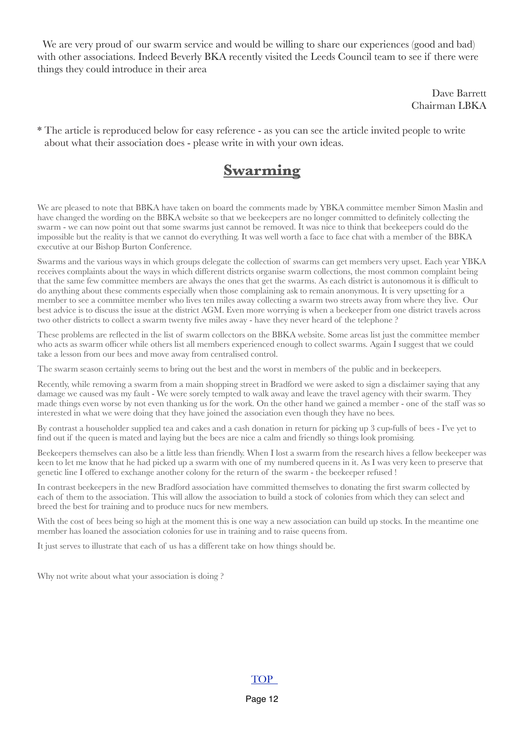We are very proud of our swarm service and would be willing to share our experiences (good and bad) with other associations. Indeed Beverly BKA recently visited the Leeds Council team to see if there were things they could introduce in their area

Dave Barrett
Chairman LBKA

* The article is reproduced below for easy reference - as you can see the article invited people to write about what their association does - please write in with your own ideas.

## **Swarming**

We are pleased to note that BBKA have taken on board the comments made by YBKA committee member Simon Maslin and have changed the wording on the BBKA website so that we beekeepers are no longer committed to definitely collecting the swarm - we can now point out that some swarms just cannot be removed. It was nice to think that beekeepers could do the impossible but the reality is that we cannot do everything. It was well worth a face to face chat with a member of the BBKA executive at our Bishop Burton Conference.

Swarms and the various ways in which groups delegate the collection of swarms can get members very upset. Each year YBKA receives complaints about the ways in which different districts organise swarm collections, the most common complaint being that the same few committee members are always the ones that get the swarms. As each district is autonomous it is difficult to do anything about these comments especially when those complaining ask to remain anonymous. It is very upsetting for a member to see a committee member who lives ten miles away collecting a swarm two streets away from where they live. Our best advice is to discuss the issue at the district AGM. Even more worrying is when a beekeeper from one district travels across two other districts to collect a swarm twenty five miles away - have they never heard of the telephone ?

These problems are reflected in the list of swarm collectors on the BBKA website. Some areas list just the committee member who acts as swarm officer while others list all members experienced enough to collect swarms. Again I suggest that we could take a lesson from our bees and move away from centralised control.

The swarm season certainly seems to bring out the best and the worst in members of the public and in beekeepers.

Recently, while removing a swarm from a main shopping street in Bradford we were asked to sign a disclaimer saying that any damage we caused was my fault - We were sorely tempted to walk away and leave the travel agency with their swarm. They made things even worse by not even thanking us for the work. On the other hand we gained a member - one of the staff was so interested in what we were doing that they have joined the association even though they have no bees.

By contrast a householder supplied tea and cakes and a cash donation in return for picking up 3 cup-fulls of bees - I've yet to find out if the queen is mated and laying but the bees are nice a calm and friendly so things look promising.

Beekeepers themselves can also be a little less than friendly. When I lost a swarm from the research hives a fellow beekeeper was keen to let me know that he had picked up a swarm with one of my numbered queens in it. As I was very keen to preserve that genetic line I offered to exchange another colony for the return of the swarm - the beekeeper refused !

In contrast beekeepers in the new Bradford association have committed themselves to donating the first swarm collected by each of them to the association. This will allow the association to build a stock of colonies from which they can select and breed the best for training and to produce nucs for new members.

With the cost of bees being so high at the moment this is one way a new association can build up stocks. In the meantime one member has loaned the association colonies for use in training and to raise queens from.

It just serves to illustrate that each of us has a different take on how things should be.

Why not write about what your association is doing ?

TOP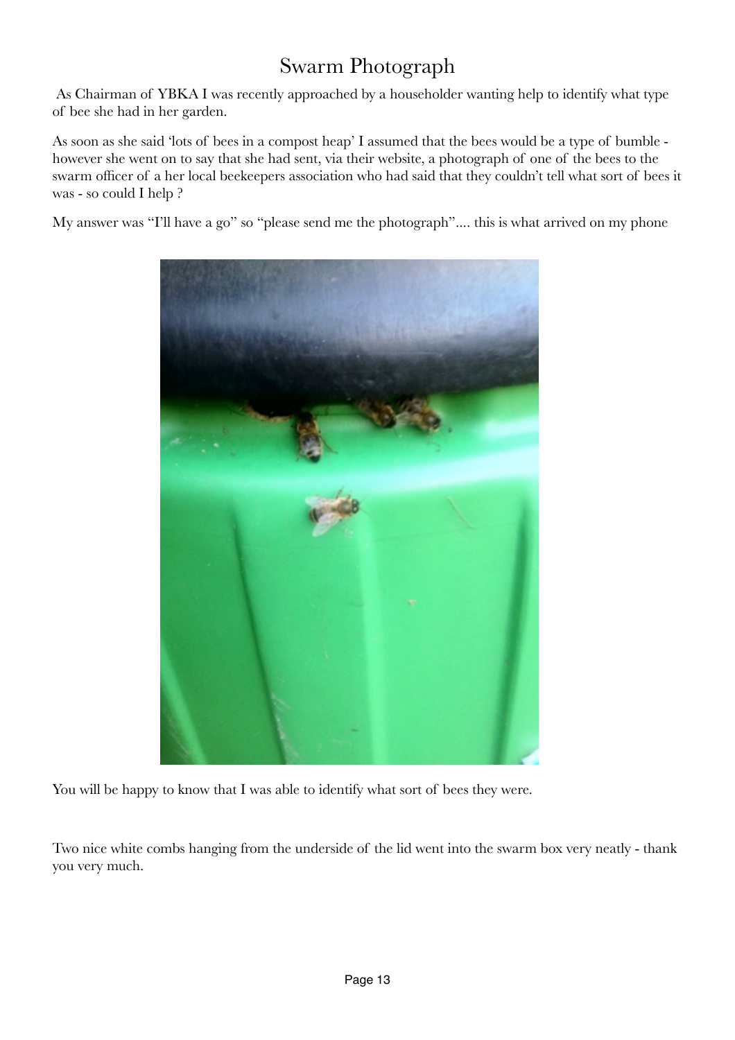# Swarm Photograph

As Chairman of YBKA I was recently approached by a householder wanting help to identify what type of bee she had in her garden.

As soon as she said 'lots of bees in a compost heap' I assumed that the bees would be a type of bumble - however she went on to say that she had sent, via their website, a photograph of one of the bees to the swarm officer of a her local beekeepers association who had said that they couldn't tell what sort of bees it was - so could I help ?

My answer was "I'll have a go" so "please send me the photograph".... this is what arrived on my phone

You will be happy to know that I was able to identify what sort of bees they were.

Two nice white combs hanging from the underside of the lid went into the swarm box very neatly - thank you very much.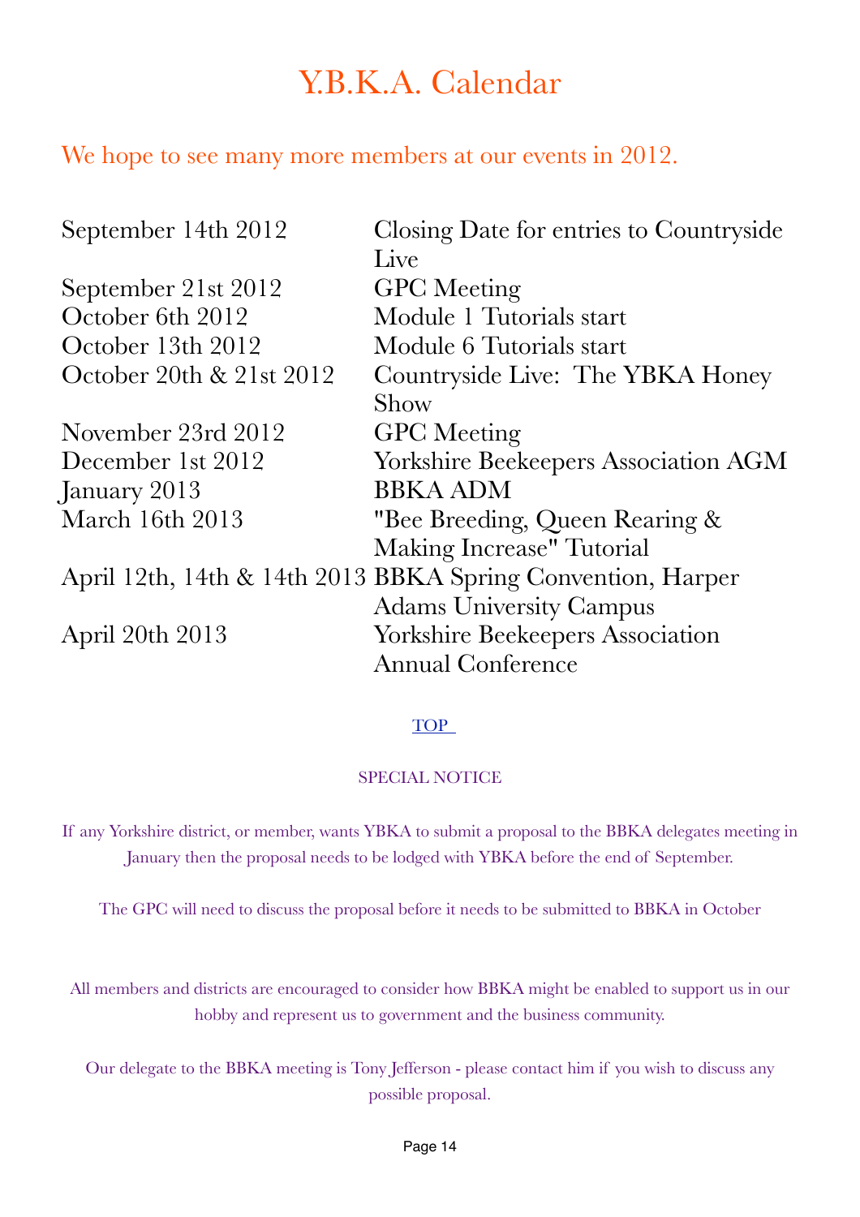# Y.B.K.A. Calendar

We hope to see many more members at our events in 2012.

| | |
|---|---|
| September 14th 2012 | Closing Date for entries to Countryside Live |
| September 21st 2012 | GPC Meeting |
| October 6th 2012 | Module 1 Tutorials start |
| October 13th 2012 | Module 6 Tutorials start |
| October 20th & 21st 2012 | Countryside Live: The YBKA Honey Show |
| November 23rd 2012 | GPC Meeting |
| December 1st 2012 | Yorkshire Beekeepers Association AGM |
| January 2013 | BBKA ADM |
| March 16th 2013 | "Bee Breeding, Queen Rearing & Making Increase" Tutorial |
| April 12th, 14th & 14th 2013 | BBKA Spring Convention, Harper Adams University Campus |
| April 20th 2013 | Yorkshire Beekeepers Association Annual Conference |

TOP

SPECIAL NOTICE

If any Yorkshire district, or member, wants YBKA to submit a proposal to the BBKA delegates meeting in January then the proposal needs to be lodged with YBKA before the end of September.

The GPC will need to discuss the proposal before it needs to be submitted to BBKA in October

All members and districts are encouraged to consider how BBKA might be enabled to support us in our hobby and represent us to government and the business community.

Our delegate to the BBKA meeting is Tony Jefferson - please contact him if you wish to discuss any possible proposal.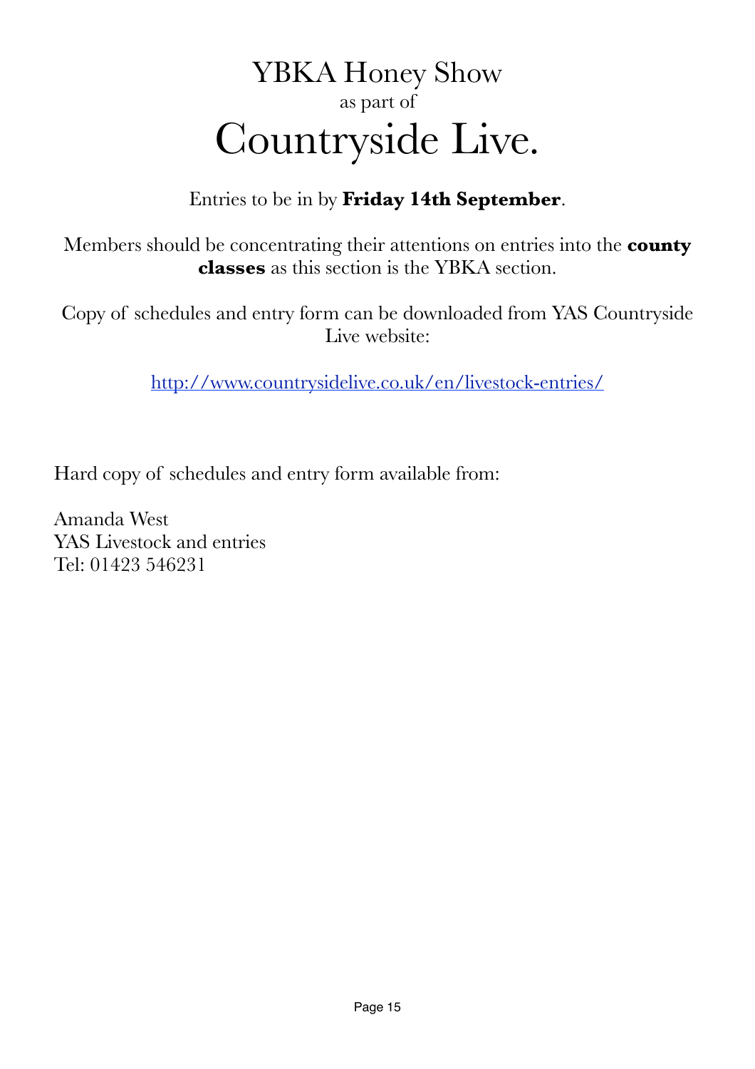# YBKA Honey Show

as part of

# Countryside Live.

Entries to be in by **Friday 14th September**.

Members should be concentrating their attentions on entries into the **county classes** as this section is the YBKA section.

Copy of schedules and entry form can be downloaded from YAS Countryside Live website:

http://www.countrysidelive.co.uk/en/livestock-entries/

Hard copy of schedules and entry form available from:

Amanda West
YAS Livestock and entries
Tel: 01423 546231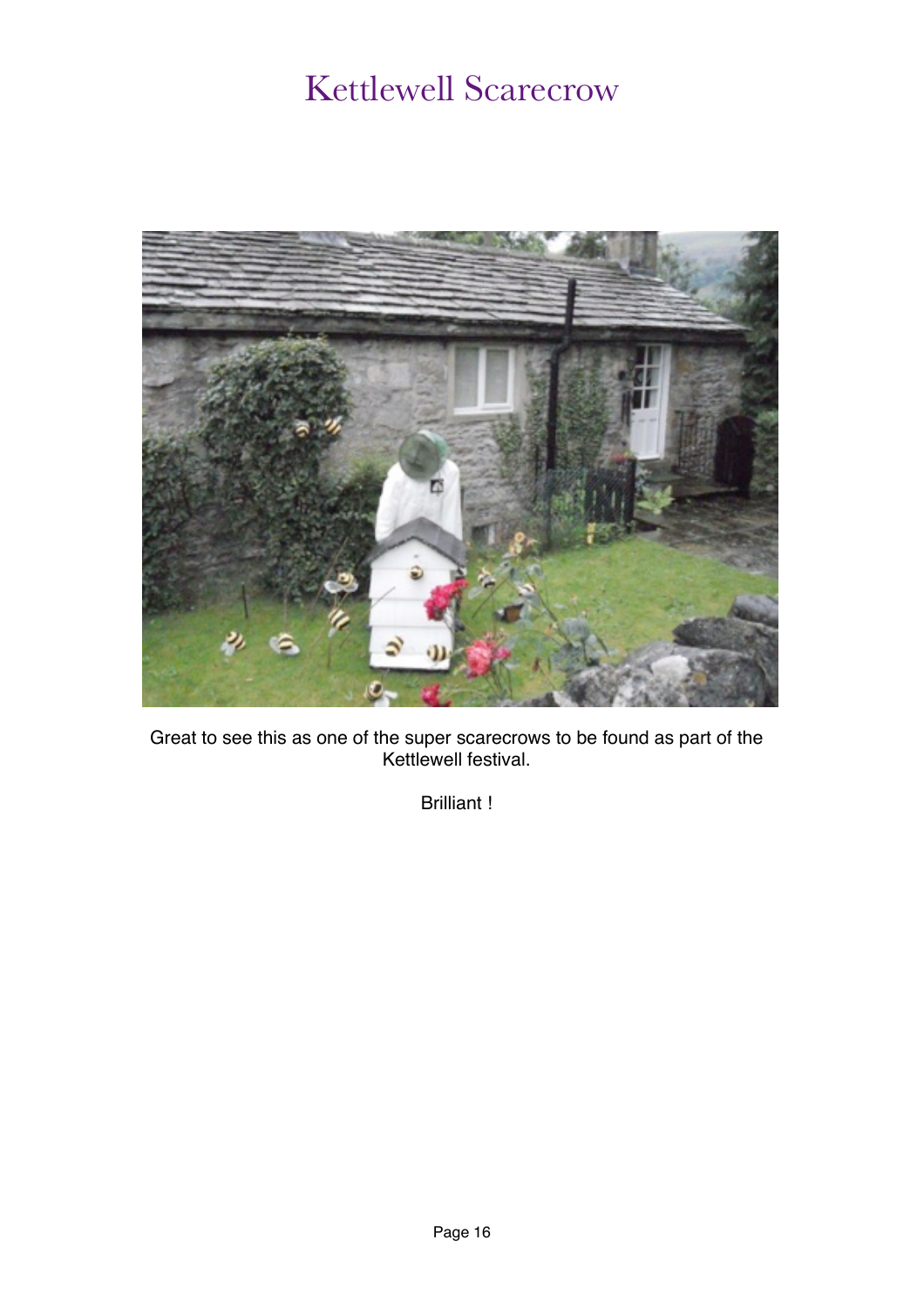# Kettlewell Scarecrow

Great to see this as one of the super scarecrows to be found as part of the Kettlewell festival.

Brilliant !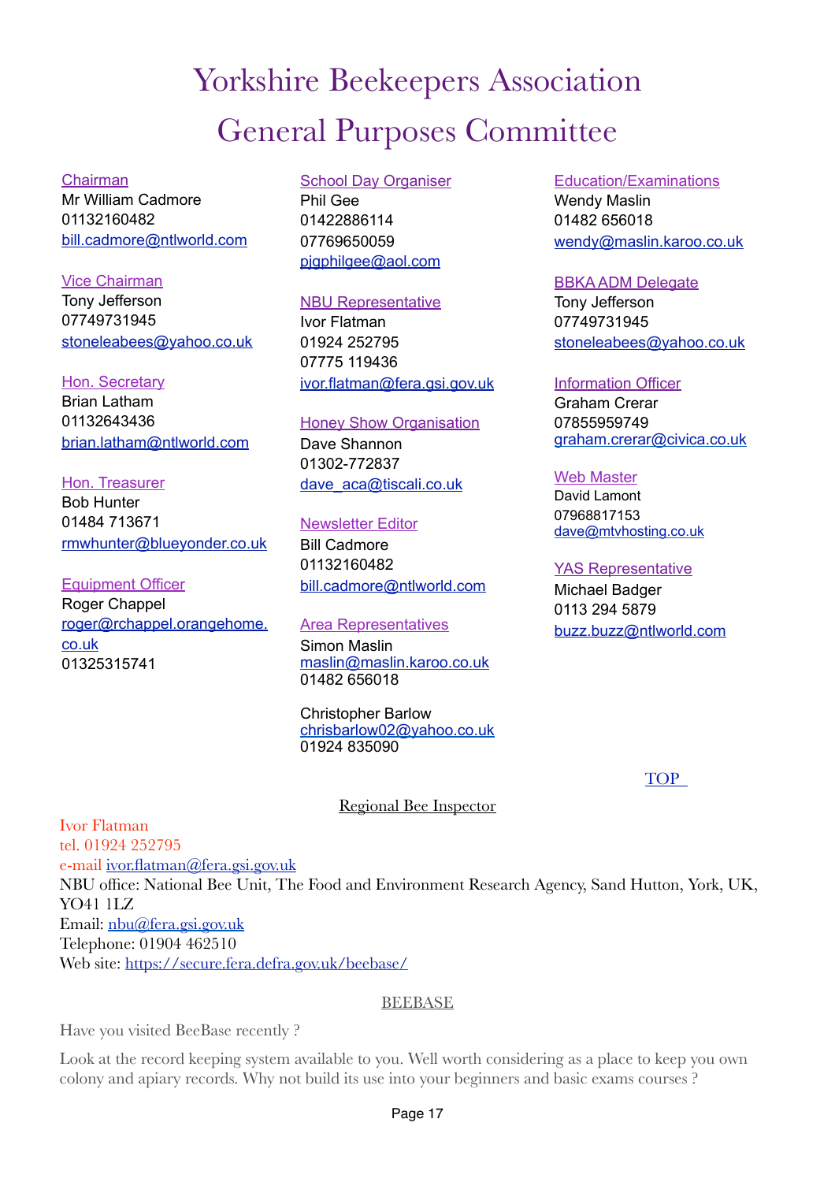# Yorkshire Beekeepers Association

# General Purposes Committee

Chairman
Mr William Cadmore
01132160482
bill.cadmore@ntlworld.com

Vice Chairman
Tony Jefferson
07749731945
stoneleabees@yahoo.co.uk

Hon. Secretary
Brian Latham
01132643436
brian.latham@ntlworld.com

Hon. Treasurer
Bob Hunter
01484 713671
rmwhunter@blueyonder.co.uk

Equipment Officer
Roger Chappel
roger@rchappel.orangehome.co.uk
01325315741

School Day Organiser
Phil Gee
01422886114
07769650059
pjgphilgee@aol.com

NBU Representative
Ivor Flatman
01924 252795
07775 119436
ivor.flatman@fera.gsi.gov.uk

Honey Show Organisation
Dave Shannon
01302-772837
dave_aca@tiscali.co.uk

Newsletter Editor
Bill Cadmore
01132160482
bill.cadmore@ntlworld.com

Area Representatives
Simon Maslin
maslin@maslin.karoo.co.uk
01482 656018

Christopher Barlow
chrisbarlow02@yahoo.co.uk
01924 835090

Education/Examinations
Wendy Maslin
01482 656018
wendy@maslin.karoo.co.uk

BBKA ADM Delegate
Tony Jefferson
07749731945
stoneleabees@yahoo.co.uk

Information Officer
Graham Crerar
07855959749
graham.crerar@civica.co.uk

Web Master
David Lamont
07968817153
dave@mtvhosting.co.uk

YAS Representative
Michael Badger
0113 294 5879
buzz.buzz@ntlworld.com

TOP

Regional Bee Inspector

Ivor Flatman
tel. 01924 252795
e-mail ivor.flatman@fera.gsi.gov.uk
NBU office: National Bee Unit, The Food and Environment Research Agency, Sand Hutton, York, UK, YO41 1LZ
Email: nbu@fera.gsi.gov.uk
Telephone: 01904 462510
Web site: https://secure.fera.defra.gov.uk/beebase/

BEEBASE

Have you visited BeeBase recently ?

Look at the record keeping system available to you. Well worth considering as a place to keep you own colony and apiary records. Why not build its use into your beginners and basic exams courses ?